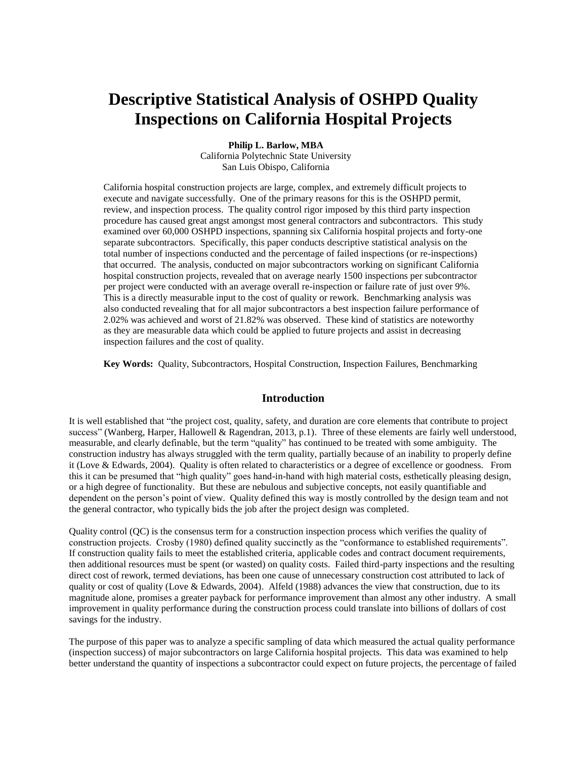# Descriptive Statistical Analysis of OSHPD Quality Inspections on California Hospital Projects

**Philip L. Barlow, MBA**
California Polytechnic State University
San Luis Obispo, California

California hospital construction projects are large, complex, and extremely difficult projects to execute and navigate successfully. One of the primary reasons for this is the OSHPD permit, review, and inspection process. The quality control rigor imposed by this third party inspection procedure has caused great angst amongst most general contractors and subcontractors. This study examined over 60,000 OSHPD inspections, spanning six California hospital projects and forty-one separate subcontractors. Specifically, this paper conducts descriptive statistical analysis on the total number of inspections conducted and the percentage of failed inspections (or re-inspections) that occurred. The analysis, conducted on major subcontractors working on significant California hospital construction projects, revealed that on average nearly 1500 inspections per subcontractor per project were conducted with an average overall re-inspection or failure rate of just over 9%. This is a directly measurable input to the cost of quality or rework. Benchmarking analysis was also conducted revealing that for all major subcontractors a best inspection failure performance of 2.02% was achieved and worst of 21.82% was observed. These kind of statistics are noteworthy as they are measurable data which could be applied to future projects and assist in decreasing inspection failures and the cost of quality.

**Key Words:** Quality, Subcontractors, Hospital Construction, Inspection Failures, Benchmarking

## Introduction

It is well established that "the project cost, quality, safety, and duration are core elements that contribute to project success" (Wanberg, Harper, Hallowell & Ragendran, 2013, p.1). Three of these elements are fairly well understood, measurable, and clearly definable, but the term "quality" has continued to be treated with some ambiguity. The construction industry has always struggled with the term quality, partially because of an inability to properly define it (Love & Edwards, 2004). Quality is often related to characteristics or a degree of excellence or goodness. From this it can be presumed that "high quality" goes hand-in-hand with high material costs, esthetically pleasing design, or a high degree of functionality. But these are nebulous and subjective concepts, not easily quantifiable and dependent on the person's point of view. Quality defined this way is mostly controlled by the design team and not the general contractor, who typically bids the job after the project design was completed.

Quality control (QC) is the consensus term for a construction inspection process which verifies the quality of construction projects. Crosby (1980) defined quality succinctly as the "conformance to established requirements". If construction quality fails to meet the established criteria, applicable codes and contract document requirements, then additional resources must be spent (or wasted) on quality costs. Failed third-party inspections and the resulting direct cost of rework, termed deviations, has been one cause of unnecessary construction cost attributed to lack of quality or cost of quality (Love & Edwards, 2004). Alfeld (1988) advances the view that construction, due to its magnitude alone, promises a greater payback for performance improvement than almost any other industry. A small improvement in quality performance during the construction process could translate into billions of dollars of cost savings for the industry.

The purpose of this paper was to analyze a specific sampling of data which measured the actual quality performance (inspection success) of major subcontractors on large California hospital projects. This data was examined to help better understand the quantity of inspections a subcontractor could expect on future projects, the percentage of failed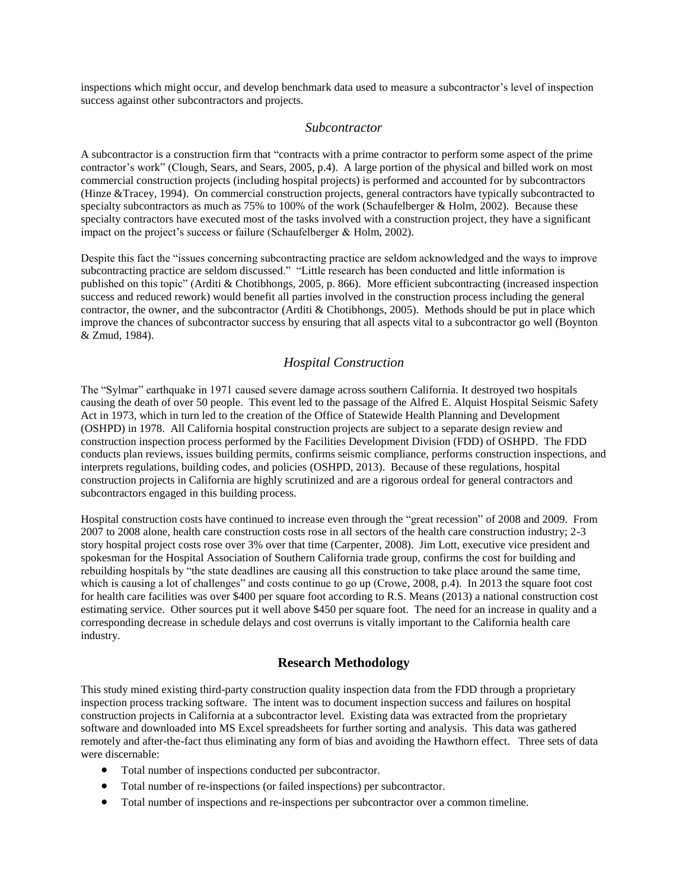inspections which might occur, and develop benchmark data used to measure a subcontractor's level of inspection success against other subcontractors and projects.

### *Subcontractor*

A subcontractor is a construction firm that "contracts with a prime contractor to perform some aspect of the prime contractor's work" (Clough, Sears, and Sears, 2005, p.4). A large portion of the physical and billed work on most commercial construction projects (including hospital projects) is performed and accounted for by subcontractors (Hinze &Tracey, 1994). On commercial construction projects, general contractors have typically subcontracted to specialty subcontractors as much as 75% to 100% of the work (Schaufelberger & Holm, 2002). Because these specialty contractors have executed most of the tasks involved with a construction project, they have a significant impact on the project's success or failure (Schaufelberger & Holm, 2002).

Despite this fact the "issues concerning subcontracting practice are seldom acknowledged and the ways to improve subcontracting practice are seldom discussed." "Little research has been conducted and little information is published on this topic" (Arditi & Chotibhongs, 2005, p. 866). More efficient subcontracting (increased inspection success and reduced rework) would benefit all parties involved in the construction process including the general contractor, the owner, and the subcontractor (Arditi & Chotibhongs, 2005). Methods should be put in place which improve the chances of subcontractor success by ensuring that all aspects vital to a subcontractor go well (Boynton & Zmud, 1984).

### *Hospital Construction*

The "Sylmar" earthquake in 1971 caused severe damage across southern California. It destroyed two hospitals causing the death of over 50 people. This event led to the passage of the Alfred E. Alquist Hospital Seismic Safety Act in 1973, which in turn led to the creation of the Office of Statewide Health Planning and Development (OSHPD) in 1978. All California hospital construction projects are subject to a separate design review and construction inspection process performed by the Facilities Development Division (FDD) of OSHPD. The FDD conducts plan reviews, issues building permits, confirms seismic compliance, performs construction inspections, and interprets regulations, building codes, and policies (OSHPD, 2013). Because of these regulations, hospital construction projects in California are highly scrutinized and are a rigorous ordeal for general contractors and subcontractors engaged in this building process.

Hospital construction costs have continued to increase even through the "great recession" of 2008 and 2009. From 2007 to 2008 alone, health care construction costs rose in all sectors of the health care construction industry; 2-3 story hospital project costs rose over 3% over that time (Carpenter, 2008). Jim Lott, executive vice president and spokesman for the Hospital Association of Southern California trade group, confirms the cost for building and rebuilding hospitals by "the state deadlines are causing all this construction to take place around the same time, which is causing a lot of challenges" and costs continue to go up (Crowe, 2008, p.4). In 2013 the square foot cost for health care facilities was over $400 per square foot according to R.S. Means (2013) a national construction cost estimating service. Other sources put it well above $450 per square foot. The need for an increase in quality and a corresponding decrease in schedule delays and cost overruns is vitally important to the California health care industry.

## Research Methodology

This study mined existing third-party construction quality inspection data from the FDD through a proprietary inspection process tracking software. The intent was to document inspection success and failures on hospital construction projects in California at a subcontractor level. Existing data was extracted from the proprietary software and downloaded into MS Excel spreadsheets for further sorting and analysis. This data was gathered remotely and after-the-fact thus eliminating any form of bias and avoiding the Hawthorn effect. Three sets of data were discernable:

- Total number of inspections conducted per subcontractor.
- Total number of re-inspections (or failed inspections) per subcontractor.
- Total number of inspections and re-inspections per subcontractor over a common timeline.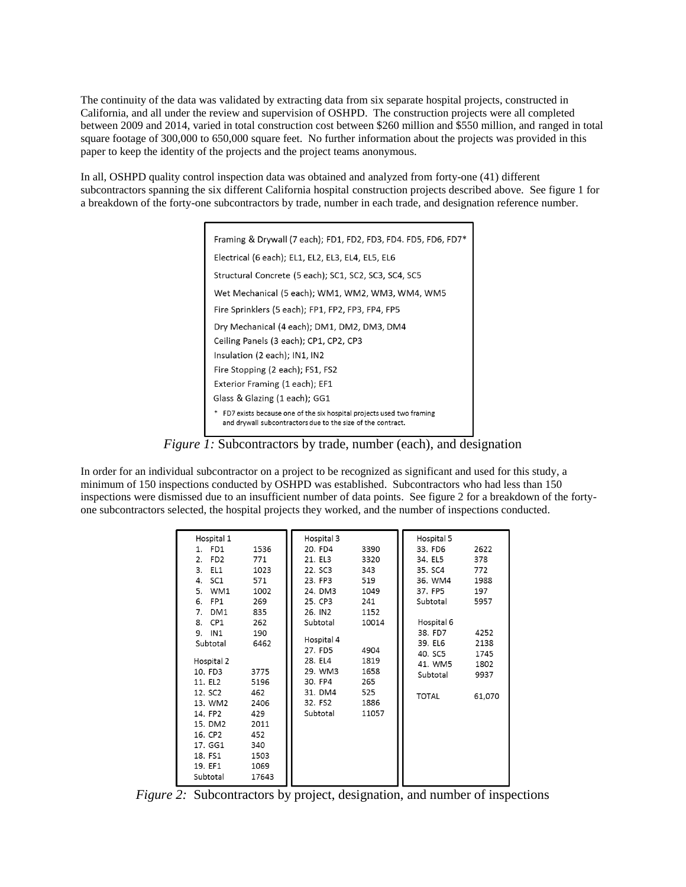The continuity of the data was validated by extracting data from six separate hospital projects, constructed in California, and all under the review and supervision of OSHPD. The construction projects were all completed between 2009 and 2014, varied in total construction cost between $260 million and $550 million, and ranged in total square footage of 300,000 to 650,000 square feet. No further information about the projects was provided in this paper to keep the identity of the projects and the project teams anonymous.

In all, OSHPD quality control inspection data was obtained and analyzed from forty-one (41) different subcontractors spanning the six different California hospital construction projects described above. See figure 1 for a breakdown of the forty-one subcontractors by trade, number in each trade, and designation reference number.

Framing & Drywall (7 each); FD1, FD2, FD3, FD4. FD5, FD6, FD7*
Electrical (6 each); EL1, EL2, EL3, EL4, EL5, EL6
Structural Concrete (5 each); SC1, SC2, SC3, SC4, SC5
Wet Mechanical (5 each); WM1, WM2, WM3, WM4, WM5
Fire Sprinklers (5 each); FP1, FP2, FP3, FP4, FP5
Dry Mechanical (4 each); DM1, DM2, DM3, DM4
Ceiling Panels (3 each); CP1, CP2, CP3
Insulation (2 each); IN1, IN2
Fire Stopping (2 each); FS1, FS2
Exterior Framing (1 each); EF1
Glass & Glazing (1 each); GG1

\* FD7 exists because one of the six hospital projects used two framing and drywall subcontractors due to the size of the contract.

*Figure 1:* Subcontractors by trade, number (each), and designation

In order for an individual subcontractor on a project to be recognized as significant and used for this study, a minimum of 150 inspections conducted by OSHPD was established. Subcontractors who had less than 150 inspections were dismissed due to an insufficient number of data points. See figure 2 for a breakdown of the forty-one subcontractors selected, the hospital projects they worked, and the number of inspections conducted.

| Hospital 1 | | Hospital 3 | | Hospital 5 | |
|---|---|---|---|---|---|
| 1. FD1 | 1536 | 20. FD4 | 3390 | 33. FD6 | 2622 |
| 2. FD2 | 771 | 21. EL3 | 3320 | 34. EL5 | 378 |
| 3. EL1 | 1023 | 22. SC3 | 343 | 35. SC4 | 772 |
| 4. SC1 | 571 | 23. FP3 | 519 | 36. WM4 | 1988 |
| 5. WM1 | 1002 | 24. DM3 | 1049 | 37. FP5 | 197 |
| 6. FP1 | 269 | 25. CP3 | 241 | Subtotal | 5957 |
| 7. DM1 | 835 | 26. IN2 | 1152 | | |
| 8. CP1 | 262 | Subtotal | 10014 | Hospital 6 | |
| 9. IN1 | 190 | | | 38. FD7 | 4252 |
| Subtotal | 6462 | Hospital 4 | | 39. EL6 | 2138 |
| | | 27. FD5 | 4904 | 40. SC5 | 1745 |
| Hospital 2 | | 28. EL4 | 1819 | 41. WM5 | 1802 |
| 10. FD3 | 3775 | 29. WM3 | 1658 | Subtotal | 9937 |
| 11. EL2 | 5196 | 30. FP4 | 265 | | |
| 12. SC2 | 462 | 31. DM4 | 525 | TOTAL | 61,070 |
| 13. WM2 | 2406 | 32. FS2 | 1886 | | |
| 14. FP2 | 429 | Subtotal | 11057 | | |
| 15. DM2 | 2011 | | | | |
| 16. CP2 | 452 | | | | |
| 17. GG1 | 340 | | | | |
| 18. FS1 | 1503 | | | | |
| 19. EF1 | 1069 | | | | |
| Subtotal | 17643 | | | | |

*Figure 2:* Subcontractors by project, designation, and number of inspections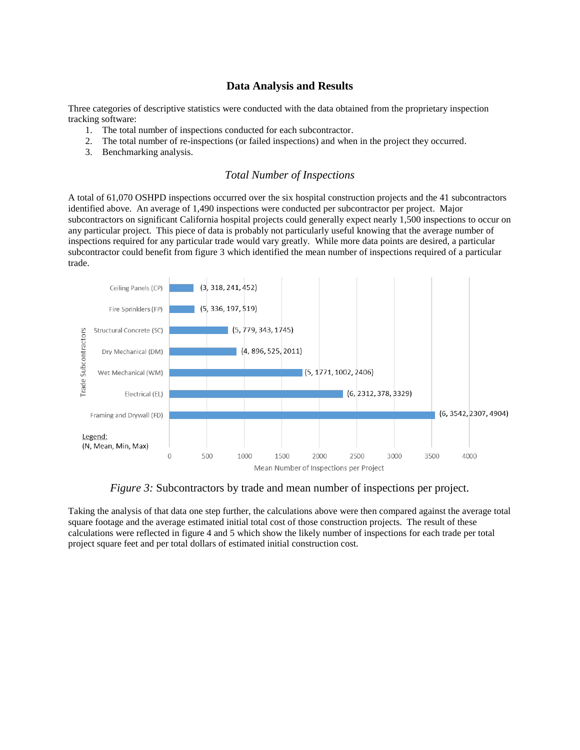## Data Analysis and Results

Three categories of descriptive statistics were conducted with the data obtained from the proprietary inspection tracking software:

1. The total number of inspections conducted for each subcontractor.
2. The total number of re-inspections (or failed inspections) and when in the project they occurred.
3. Benchmarking analysis.

### *Total Number of Inspections*

A total of 61,070 OSHPD inspections occurred over the six hospital construction projects and the 41 subcontractors identified above. An average of 1,490 inspections were conducted per subcontractor per project. Major subcontractors on significant California hospital projects could generally expect nearly 1,500 inspections to occur on any particular project. This piece of data is probably not particularly useful knowing that the average number of inspections required for any particular trade would vary greatly. While more data points are desired, a particular subcontractor could benefit from figure 3 which identified the mean number of inspections required of a particular trade.

| Trade Subcontractors | (N, Mean, Min, Max) |
| --- | --- |
| Ceiling Panels (CP) | (3, 318, 241, 452) |
| Fire Sprinklers (FP) | (5, 336, 197, 519) |
| Structural Concrete (SC) | (5, 779, 343, 1745) |
| Dry Mechanical (DM) | (4, 896, 525, 2011) |
| Wet Mechanical (WM) | (5, 1771, 1002, 2406) |
| Electrical (EL) | (6, 2312, 378, 3329) |
| Framing and Drywall (FD) | (6, 3542, 2307, 4904) |

Legend: (N, Mean, Min, Max)

Mean Number of Inspections per Project

*Figure 3:* Subcontractors by trade and mean number of inspections per project.

Taking the analysis of that data one step further, the calculations above were then compared against the average total square footage and the average estimated initial total cost of those construction projects. The result of these calculations were reflected in figure 4 and 5 which show the likely number of inspections for each trade per total project square feet and per total dollars of estimated initial construction cost.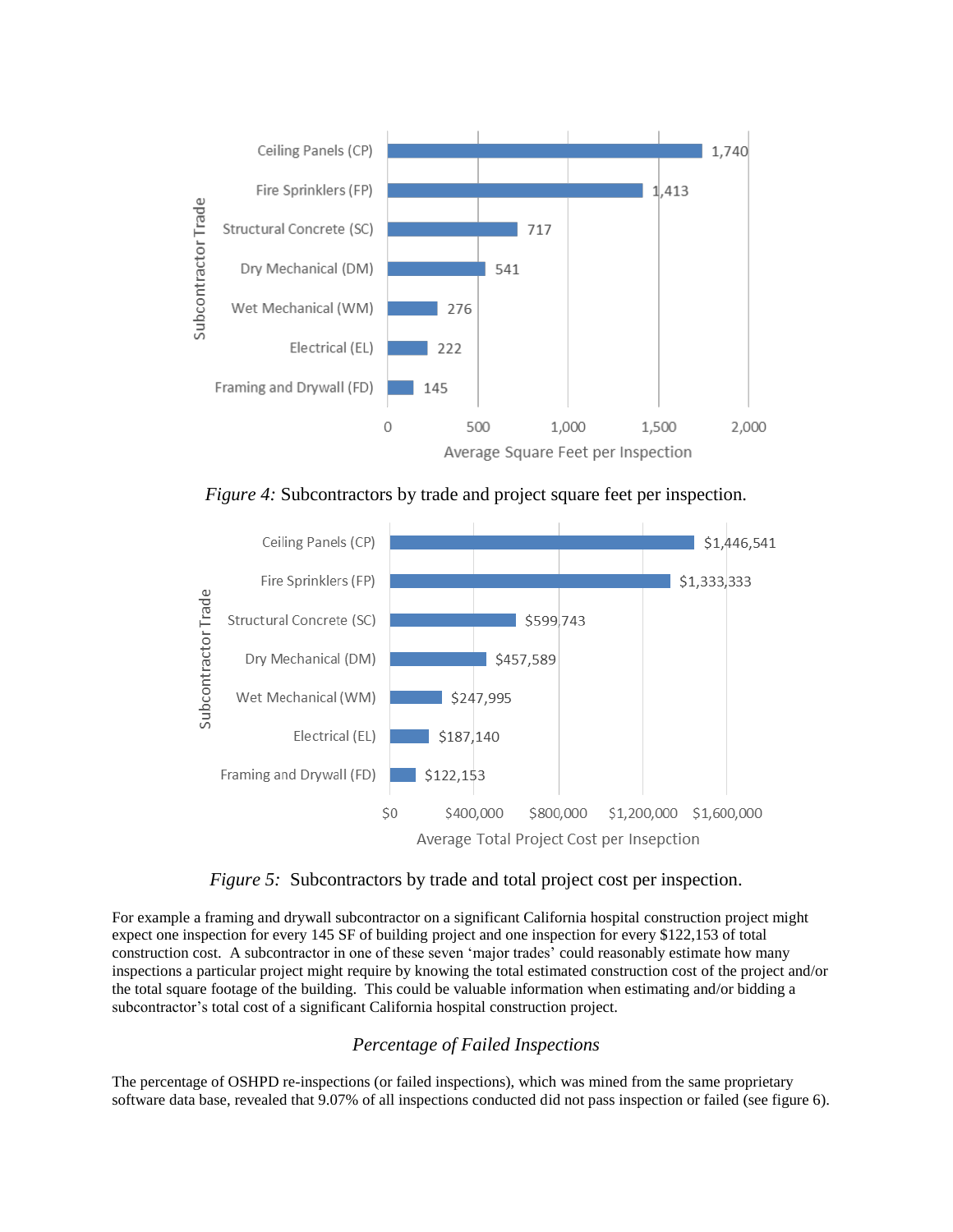| Subcontractor Trade | Average Square Feet per Inspection |
|---|---|
| Ceiling Panels (CP) | 1,740 |
| Fire Sprinklers (FP) | 1,413 |
| Structural Concrete (SC) | 717 |
| Dry Mechanical (DM) | 541 |
| Wet Mechanical (WM) | 276 |
| Electrical (EL) | 222 |
| Framing and Drywall (FD) | 145 |

*Figure 4:* Subcontractors by trade and project square feet per inspection.

| Subcontractor Trade | Average Total Project Cost per Insepction |
|---|---|
| Ceiling Panels (CP) | $1,446,541 |
| Fire Sprinklers (FP) | $1,333,333 |
| Structural Concrete (SC) | $599,743 |
| Dry Mechanical (DM) | $457,589 |
| Wet Mechanical (WM) | $247,995 |
| Electrical (EL) | $187,140 |
| Framing and Drywall (FD) | $122,153 |

*Figure 5:* Subcontractors by trade and total project cost per inspection.

For example a framing and drywall subcontractor on a significant California hospital construction project might expect one inspection for every 145 SF of building project and one inspection for every $122,153 of total construction cost. A subcontractor in one of these seven 'major trades' could reasonably estimate how many inspections a particular project might require by knowing the total estimated construction cost of the project and/or the total square footage of the building. This could be valuable information when estimating and/or bidding a subcontractor's total cost of a significant California hospital construction project.

### *Percentage of Failed Inspections*

The percentage of OSHPD re-inspections (or failed inspections), which was mined from the same proprietary software data base, revealed that 9.07% of all inspections conducted did not pass inspection or failed (see figure 6).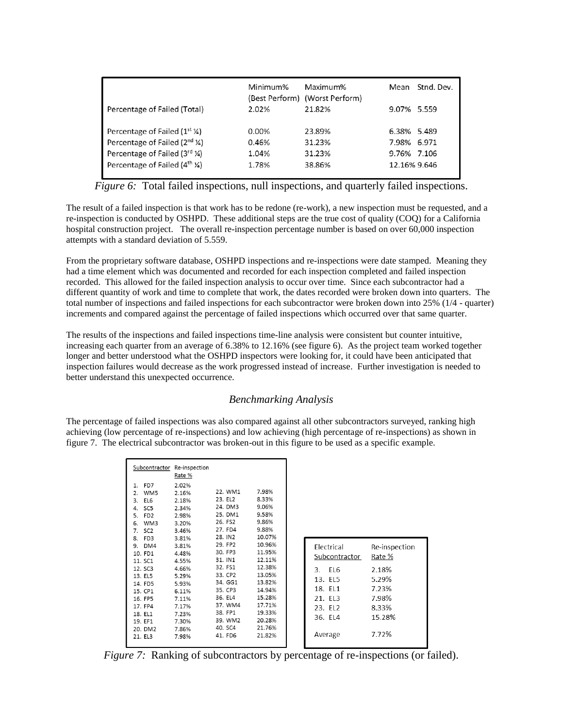| | Minimum% (Best Perform) | Maximum% (Worst Perform) | Mean | Stnd. Dev. |
|---|---|---|---|---|
| Percentage of Failed (Total) | 2.02% | 21.82% | 9.07% | 5.559 |
| Percentage of Failed (1st ¼) | 0.00% | 23.89% | 6.38% | 5.489 |
| Percentage of Failed (2nd ¼) | 0.46% | 31.23% | 7.98% | 6.971 |
| Percentage of Failed (3rd ¼) | 1.04% | 31.23% | 9.76% | 7.106 |
| Percentage of Failed (4th ¼) | 1.78% | 38.86% | 12.16% | 9.646 |

*Figure 6:* Total failed inspections, null inspections, and quarterly failed inspections.

The result of a failed inspection is that work has to be redone (re-work), a new inspection must be requested, and a re-inspection is conducted by OSHPD. These additional steps are the true cost of quality (COQ) for a California hospital construction project. The overall re-inspection percentage number is based on over 60,000 inspection attempts with a standard deviation of 5.559.

From the proprietary software database, OSHPD inspections and re-inspections were date stamped. Meaning they had a time element which was documented and recorded for each inspection completed and failed inspection recorded. This allowed for the failed inspection analysis to occur over time. Since each subcontractor had a different quantity of work and time to complete that work, the dates recorded were broken down into quarters. The total number of inspections and failed inspections for each subcontractor were broken down into 25% (1/4 - quarter) increments and compared against the percentage of failed inspections which occurred over that same quarter.

The results of the inspections and failed inspections time-line analysis were consistent but counter intuitive, increasing each quarter from an average of 6.38% to 12.16% (see figure 6). As the project team worked together longer and better understood what the OSHPD inspectors were looking for, it could have been anticipated that inspection failures would decrease as the work progressed instead of increase. Further investigation is needed to better understand this unexpected occurrence.

## *Benchmarking Analysis*

The percentage of failed inspections was also compared against all other subcontractors surveyed, ranking high achieving (low percentage of re-inspections) and low achieving (high percentage of re-inspections) as shown in figure 7. The electrical subcontractor was broken-out in this figure to be used as a specific example.

| Subcontractor | Re-inspection Rate % | Subcontractor | Re-inspection Rate % |
|---|---|---|---|
| 1. FD7 | 2.02% | | |
| 2. WM5 | 2.16% | 22. WM1 | 7.98% |
| 3. EL6 | 2.18% | 23. EL2 | 8.33% |
| 4. SC5 | 2.34% | 24. DM3 | 9.06% |
| 5. FD2 | 2.98% | 25. DM1 | 9.58% |
| 6. WM3 | 3.20% | 26. FS2 | 9.86% |
| 7. SC2 | 3.46% | 27. FD4 | 9.88% |
| 8. FD3 | 3.81% | 28. IN2 | 10.07% |
| 9. DM4 | 3.81% | 29. FP2 | 10.96% |
| 10. FD1 | 4.48% | 30. FP3 | 11.95% |
| 11. SC1 | 4.55% | 31. IN1 | 12.11% |
| 12. SC3 | 4.66% | 32. FS1 | 12.38% |
| 13. EL5 | 5.29% | 33. CP2 | 13.05% |
| 14. FD5 | 5.93% | 34. GG1 | 13.82% |
| 15. CP1 | 6.11% | 35. CP3 | 14.94% |
| 16. FP5 | 7.11% | 36. EL4 | 15.28% |
| 17. FP4 | 7.17% | 37. WM4 | 17.71% |
| 18. EL1 | 7.23% | 38. FP1 | 19.33% |
| 19. EF1 | 7.30% | 39. WM2 | 20.28% |
| 20. DM2 | 7.86% | 40. SC4 | 21.76% |
| 21. EL3 | 7.98% | 41. FD6 | 21.82% |

| Electrical Subcontractor | Re-inspection Rate % |
|---|---|
| 3. EL6 | 2.18% |
| 13. EL5 | 5.29% |
| 18. EL1 | 7.23% |
| 21. EL3 | 7.98% |
| 23. EL2 | 8.33% |
| 36. EL4 | 15.28% |
| Average | 7.72% |

*Figure 7:* Ranking of subcontractors by percentage of re-inspections (or failed).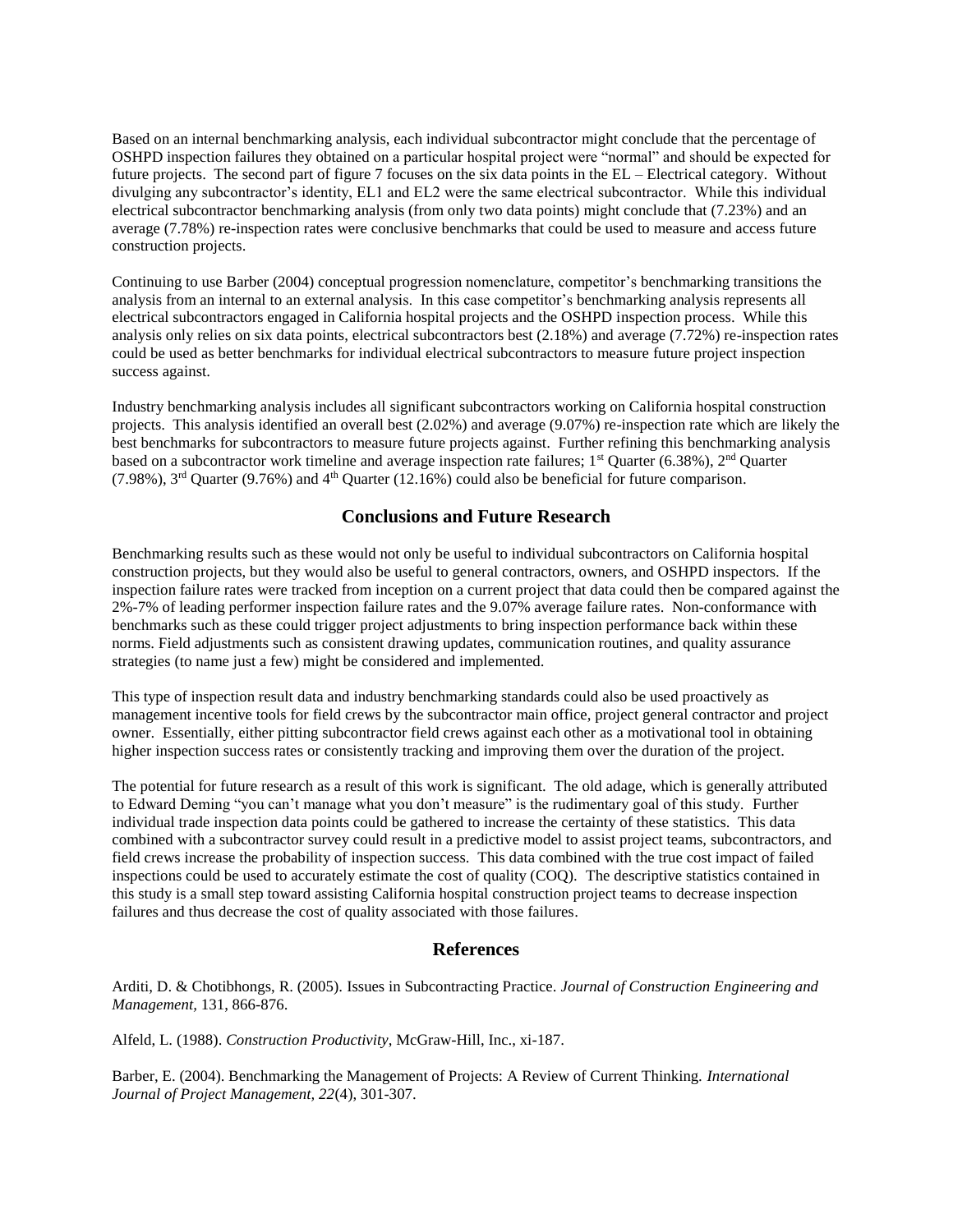Based on an internal benchmarking analysis, each individual subcontractor might conclude that the percentage of OSHPD inspection failures they obtained on a particular hospital project were "normal" and should be expected for future projects. The second part of figure 7 focuses on the six data points in the EL – Electrical category. Without divulging any subcontractor's identity, EL1 and EL2 were the same electrical subcontractor. While this individual electrical subcontractor benchmarking analysis (from only two data points) might conclude that (7.23%) and an average (7.78%) re-inspection rates were conclusive benchmarks that could be used to measure and access future construction projects.

Continuing to use Barber (2004) conceptual progression nomenclature, competitor's benchmarking transitions the analysis from an internal to an external analysis. In this case competitor's benchmarking analysis represents all electrical subcontractors engaged in California hospital projects and the OSHPD inspection process. While this analysis only relies on six data points, electrical subcontractors best (2.18%) and average (7.72%) re-inspection rates could be used as better benchmarks for individual electrical subcontractors to measure future project inspection success against.

Industry benchmarking analysis includes all significant subcontractors working on California hospital construction projects. This analysis identified an overall best (2.02%) and average (9.07%) re-inspection rate which are likely the best benchmarks for subcontractors to measure future projects against. Further refining this benchmarking analysis based on a subcontractor work timeline and average inspection rate failures; 1st Quarter (6.38%), 2nd Quarter (7.98%), 3rd Quarter (9.76%) and 4th Quarter (12.16%) could also be beneficial for future comparison.

## Conclusions and Future Research

Benchmarking results such as these would not only be useful to individual subcontractors on California hospital construction projects, but they would also be useful to general contractors, owners, and OSHPD inspectors. If the inspection failure rates were tracked from inception on a current project that data could then be compared against the 2%-7% of leading performer inspection failure rates and the 9.07% average failure rates. Non-conformance with benchmarks such as these could trigger project adjustments to bring inspection performance back within these norms. Field adjustments such as consistent drawing updates, communication routines, and quality assurance strategies (to name just a few) might be considered and implemented.

This type of inspection result data and industry benchmarking standards could also be used proactively as management incentive tools for field crews by the subcontractor main office, project general contractor and project owner. Essentially, either pitting subcontractor field crews against each other as a motivational tool in obtaining higher inspection success rates or consistently tracking and improving them over the duration of the project.

The potential for future research as a result of this work is significant. The old adage, which is generally attributed to Edward Deming "you can't manage what you don't measure" is the rudimentary goal of this study. Further individual trade inspection data points could be gathered to increase the certainty of these statistics. This data combined with a subcontractor survey could result in a predictive model to assist project teams, subcontractors, and field crews increase the probability of inspection success. This data combined with the true cost impact of failed inspections could be used to accurately estimate the cost of quality (COQ). The descriptive statistics contained in this study is a small step toward assisting California hospital construction project teams to decrease inspection failures and thus decrease the cost of quality associated with those failures.

## References

Arditi, D. & Chotibhongs, R. (2005). Issues in Subcontracting Practice. *Journal of Construction Engineering and Management*, 131, 866-876.

Alfeld, L. (1988). *Construction Productivity*, McGraw-Hill, Inc., xi-187.

Barber, E. (2004). Benchmarking the Management of Projects: A Review of Current Thinking. *International Journal of Project Management, 22*(4), 301-307.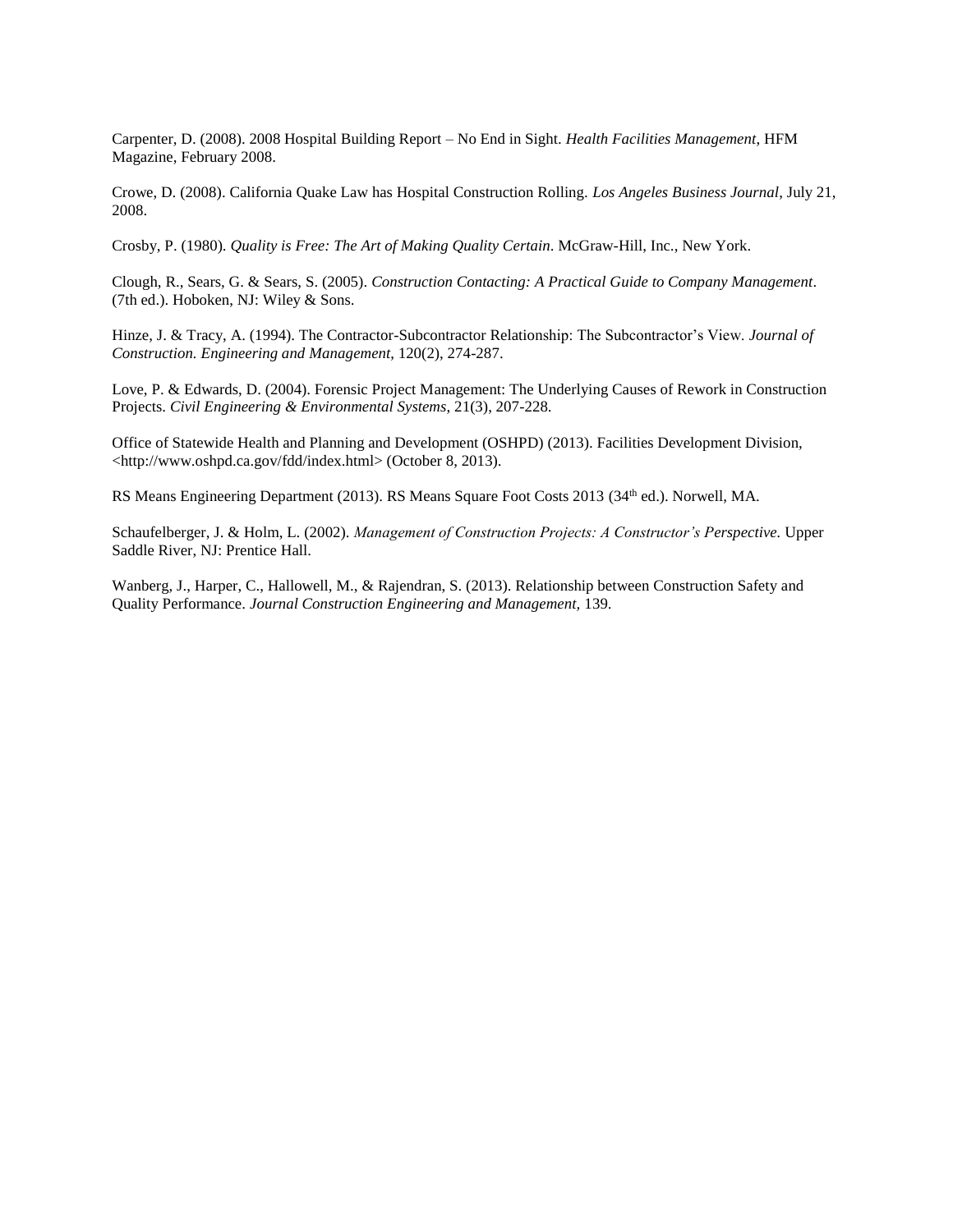Carpenter, D. (2008). 2008 Hospital Building Report – No End in Sight. *Health Facilities Management*, HFM Magazine, February 2008.

Crowe, D. (2008). California Quake Law has Hospital Construction Rolling. *Los Angeles Business Journal*, July 21, 2008.

Crosby, P. (1980). *Quality is Free: The Art of Making Quality Certain*. McGraw-Hill, Inc., New York.

Clough, R., Sears, G. & Sears, S. (2005). *Construction Contacting: A Practical Guide to Company Management*. (7th ed.). Hoboken, NJ: Wiley & Sons.

Hinze, J. & Tracy, A. (1994). The Contractor-Subcontractor Relationship: The Subcontractor's View. *Journal of Construction. Engineering and Management*, 120(2), 274-287.

Love, P. & Edwards, D. (2004). Forensic Project Management: The Underlying Causes of Rework in Construction Projects. *Civil Engineering & Environmental Systems*, 21(3), 207-228.

Office of Statewide Health and Planning and Development (OSHPD) (2013). Facilities Development Division, <http://www.oshpd.ca.gov/fdd/index.html> (October 8, 2013).

RS Means Engineering Department (2013). RS Means Square Foot Costs 2013 (34th ed.). Norwell, MA.

Schaufelberger, J. & Holm, L. (2002). *Management of Construction Projects: A Constructor's Perspective*. Upper Saddle River, NJ: Prentice Hall.

Wanberg, J., Harper, C., Hallowell, M., & Rajendran, S. (2013). Relationship between Construction Safety and Quality Performance. *Journal Construction Engineering and Management,* 139.